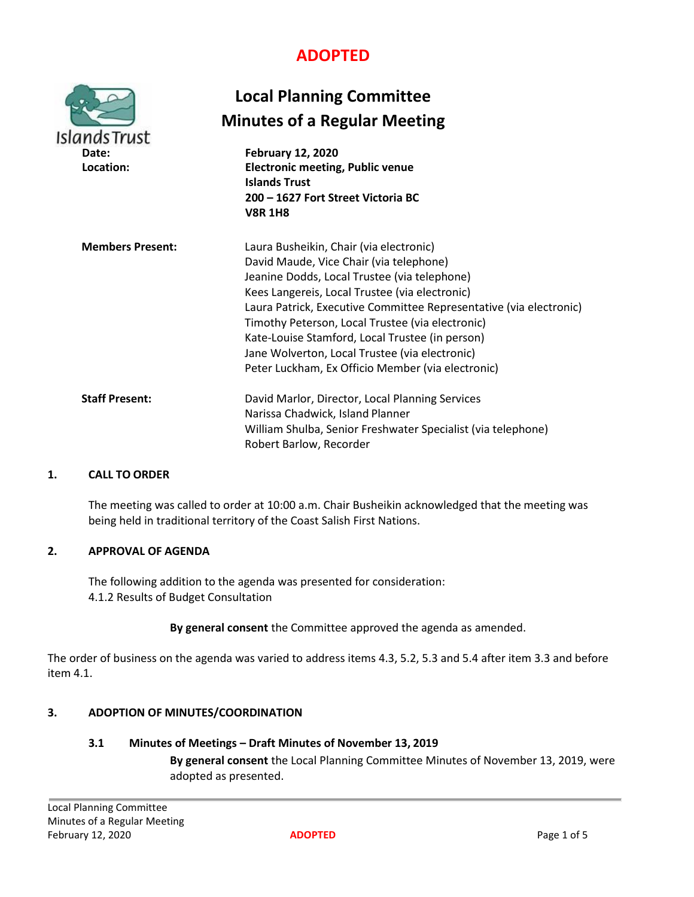**ADOPTED**

# Local Planning Committee
## Minutes of a Regular Meeting

| | |
|---|---|
| **Date:** | **February 12, 2020** |
| **Location:** | **Electronic meeting, Public venue**<br>**Islands Trust**<br>**200 – 1627 Fort Street Victoria BC**<br>**V8R 1H8** |
| **Members Present:** | Laura Busheikin, Chair (via electronic)<br>David Maude, Vice Chair (via telephone)<br>Jeanine Dodds, Local Trustee (via telephone)<br>Kees Langereis, Local Trustee (via electronic)<br>Laura Patrick, Executive Committee Representative (via electronic)<br>Timothy Peterson, Local Trustee (via electronic)<br>Kate-Louise Stamford, Local Trustee (in person)<br>Jane Wolverton, Local Trustee (via electronic)<br>Peter Luckham, Ex Officio Member (via electronic) |
| **Staff Present:** | David Marlor, Director, Local Planning Services<br>Narissa Chadwick, Island Planner<br>William Shulba, Senior Freshwater Specialist (via telephone)<br>Robert Barlow, Recorder |

### 1. CALL TO ORDER

The meeting was called to order at 10:00 a.m. Chair Busheikin acknowledged that the meeting was being held in traditional territory of the Coast Salish First Nations.

### 2. APPROVAL OF AGENDA

The following addition to the agenda was presented for consideration:
4.1.2 Results of Budget Consultation

**By general consent** the Committee approved the agenda as amended.

The order of business on the agenda was varied to address items 4.3, 5.2, 5.3 and 5.4 after item 3.3 and before item 4.1.

### 3. ADOPTION OF MINUTES/COORDINATION

#### 3.1 Minutes of Meetings – Draft Minutes of November 13, 2019

**By general consent** the Local Planning Committee Minutes of November 13, 2019, were adopted as presented.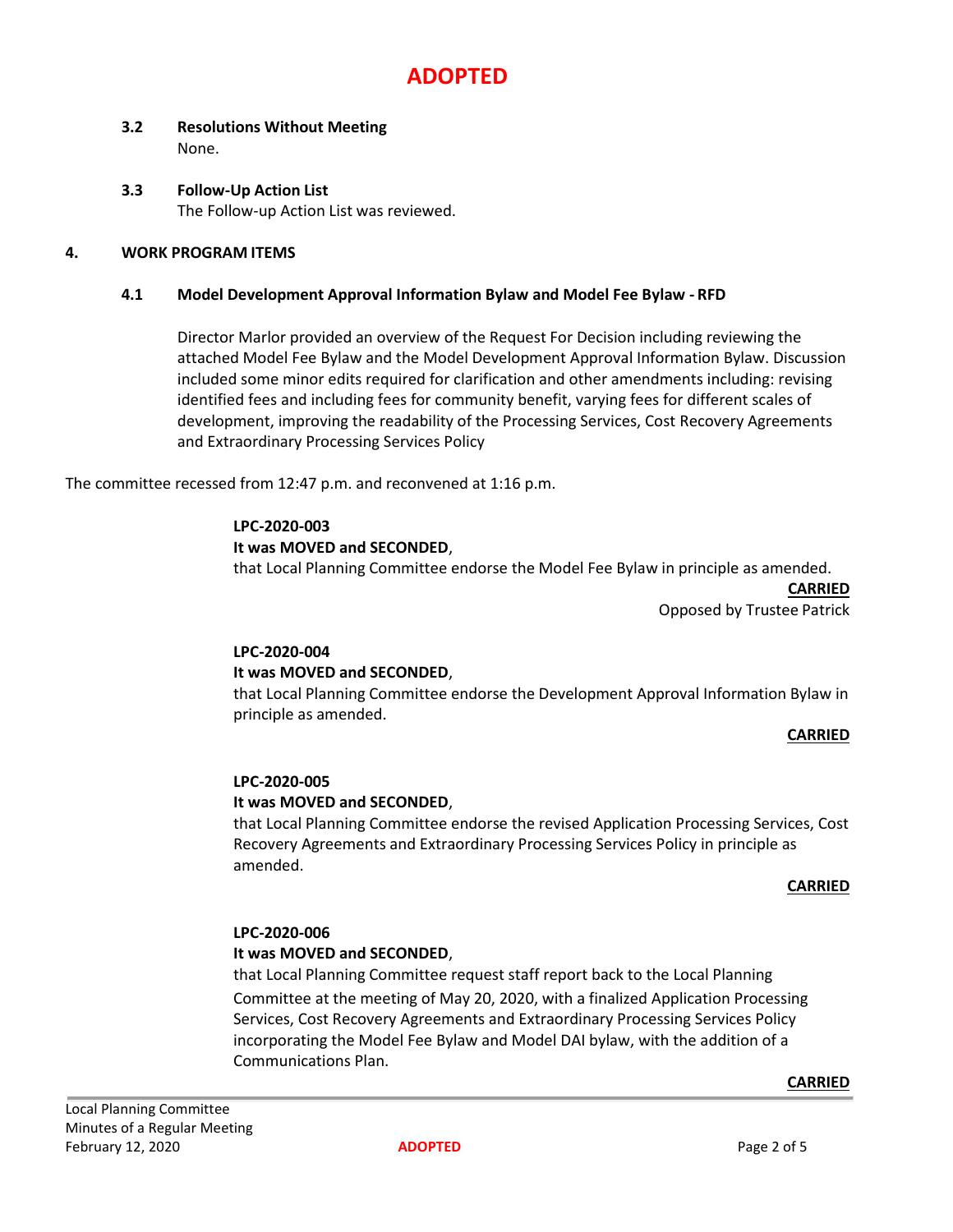**ADOPTED**

### 3.2 Resolutions Without Meeting

None.

### 3.3 Follow-Up Action List

The Follow-up Action List was reviewed.

## 4. WORK PROGRAM ITEMS

### 4.1 Model Development Approval Information Bylaw and Model Fee Bylaw - RFD

Director Marlor provided an overview of the Request For Decision including reviewing the attached Model Fee Bylaw and the Model Development Approval Information Bylaw. Discussion included some minor edits required for clarification and other amendments including: revising identified fees and including fees for community benefit, varying fees for different scales of development, improving the readability of the Processing Services, Cost Recovery Agreements and Extraordinary Processing Services Policy

The committee recessed from 12:47 p.m. and reconvened at 1:16 p.m.

**LPC-2020-003**
**It was MOVED and SECONDED**,
that Local Planning Committee endorse the Model Fee Bylaw in principle as amended.

**CARRIED**
Opposed by Trustee Patrick

**LPC-2020-004**
**It was MOVED and SECONDED**,
that Local Planning Committee endorse the Development Approval Information Bylaw in principle as amended.

**CARRIED**

**LPC-2020-005**
**It was MOVED and SECONDED**,
that Local Planning Committee endorse the revised Application Processing Services, Cost Recovery Agreements and Extraordinary Processing Services Policy in principle as amended.

**CARRIED**

**LPC-2020-006**
**It was MOVED and SECONDED**,
that Local Planning Committee request staff report back to the Local Planning Committee at the meeting of May 20, 2020, with a finalized Application Processing Services, Cost Recovery Agreements and Extraordinary Processing Services Policy incorporating the Model Fee Bylaw and Model DAI bylaw, with the addition of a Communications Plan.

**CARRIED**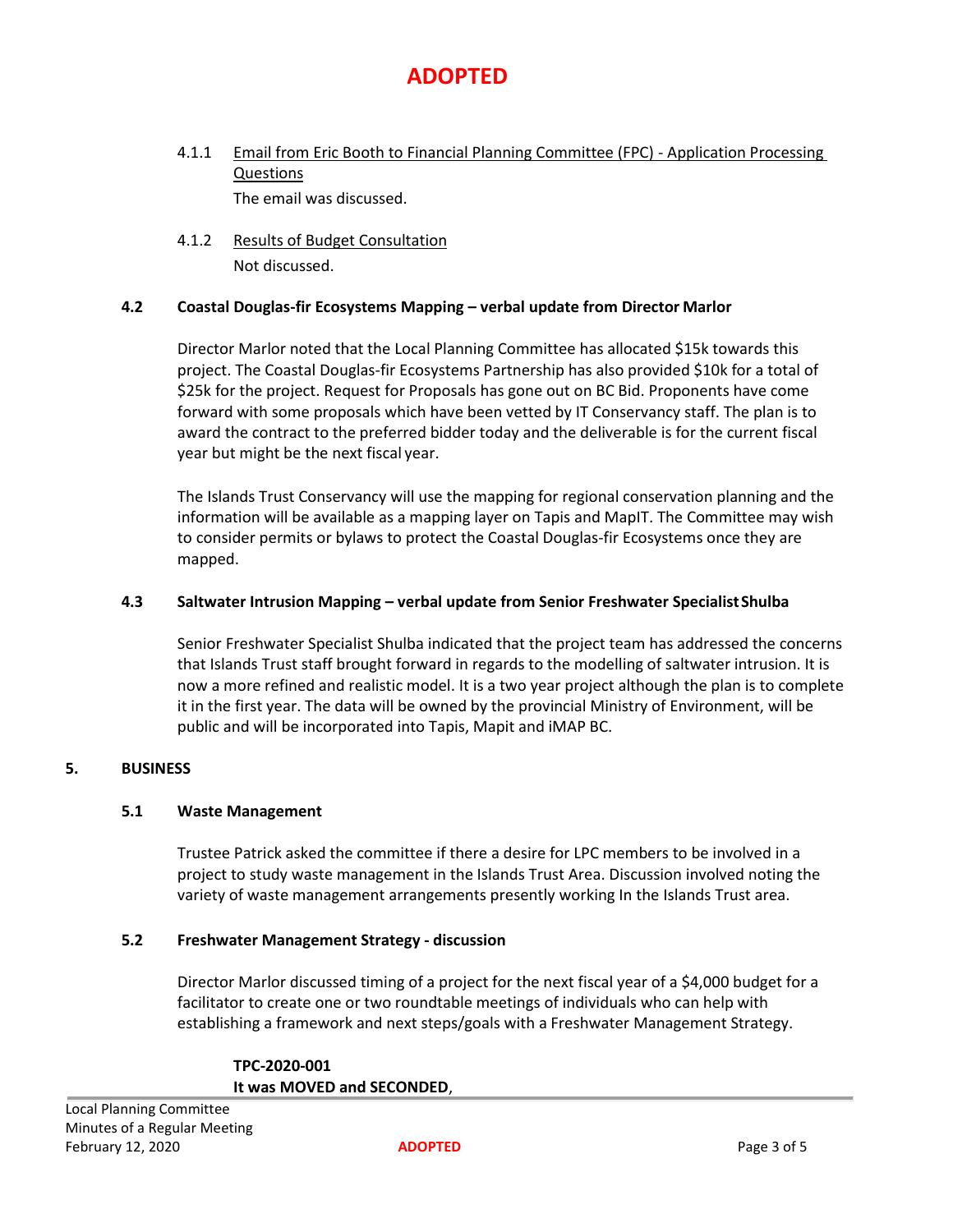**ADOPTED**

4.1.1 Email from Eric Booth to Financial Planning Committee (FPC) - Application Processing Questions

The email was discussed.

4.1.2 Results of Budget Consultation

Not discussed.

### 4.2 Coastal Douglas-fir Ecosystems Mapping – verbal update from Director Marlor

Director Marlor noted that the Local Planning Committee has allocated $15k towards this project. The Coastal Douglas-fir Ecosystems Partnership has also provided $10k for a total of $25k for the project. Request for Proposals has gone out on BC Bid. Proponents have come forward with some proposals which have been vetted by IT Conservancy staff. The plan is to award the contract to the preferred bidder today and the deliverable is for the current fiscal year but might be the next fiscal year.

The Islands Trust Conservancy will use the mapping for regional conservation planning and the information will be available as a mapping layer on Tapis and MapIT. The Committee may wish to consider permits or bylaws to protect the Coastal Douglas-fir Ecosystems once they are mapped.

### 4.3 Saltwater Intrusion Mapping – verbal update from Senior Freshwater Specialist Shulba

Senior Freshwater Specialist Shulba indicated that the project team has addressed the concerns that Islands Trust staff brought forward in regards to the modelling of saltwater intrusion. It is now a more refined and realistic model. It is a two year project although the plan is to complete it in the first year. The data will be owned by the provincial Ministry of Environment, will be public and will be incorporated into Tapis, Mapit and iMAP BC.

## 5. BUSINESS

### 5.1 Waste Management

Trustee Patrick asked the committee if there a desire for LPC members to be involved in a project to study waste management in the Islands Trust Area. Discussion involved noting the variety of waste management arrangements presently working In the Islands Trust area.

### 5.2 Freshwater Management Strategy - discussion

Director Marlor discussed timing of a project for the next fiscal year of a $4,000 budget for a facilitator to create one or two roundtable meetings of individuals who can help with establishing a framework and next steps/goals with a Freshwater Management Strategy.

**TPC-2020-001**
**It was MOVED and SECONDED**,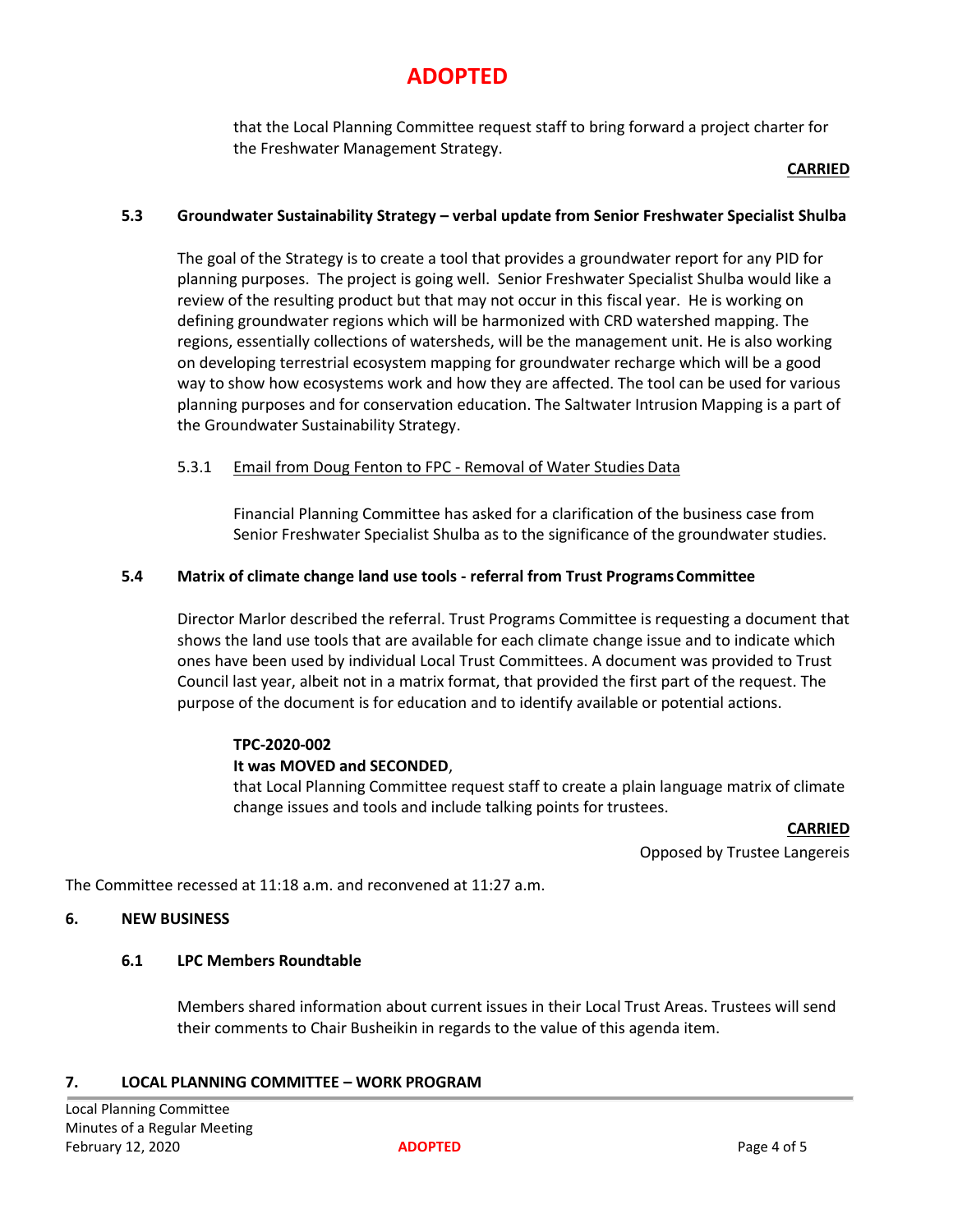**ADOPTED**

that the Local Planning Committee request staff to bring forward a project charter for the Freshwater Management Strategy.

**CARRIED**

### 5.3 Groundwater Sustainability Strategy – verbal update from Senior Freshwater Specialist Shulba

The goal of the Strategy is to create a tool that provides a groundwater report for any PID for planning purposes. The project is going well. Senior Freshwater Specialist Shulba would like a review of the resulting product but that may not occur in this fiscal year. He is working on defining groundwater regions which will be harmonized with CRD watershed mapping. The regions, essentially collections of watersheds, will be the management unit. He is also working on developing terrestrial ecosystem mapping for groundwater recharge which will be a good way to show how ecosystems work and how they are affected. The tool can be used for various planning purposes and for conservation education. The Saltwater Intrusion Mapping is a part of the Groundwater Sustainability Strategy.

5.3.1 Email from Doug Fenton to FPC - Removal of Water Studies Data

Financial Planning Committee has asked for a clarification of the business case from Senior Freshwater Specialist Shulba as to the significance of the groundwater studies.

### 5.4 Matrix of climate change land use tools - referral from Trust Programs Committee

Director Marlor described the referral. Trust Programs Committee is requesting a document that shows the land use tools that are available for each climate change issue and to indicate which ones have been used by individual Local Trust Committees. A document was provided to Trust Council last year, albeit not in a matrix format, that provided the first part of the request. The purpose of the document is for education and to identify available or potential actions.

**TPC-2020-002**
**It was MOVED and SECONDED**,
that Local Planning Committee request staff to create a plain language matrix of climate change issues and tools and include talking points for trustees.

**CARRIED**

Opposed by Trustee Langereis

The Committee recessed at 11:18 a.m. and reconvened at 11:27 a.m.

## 6. NEW BUSINESS

### 6.1 LPC Members Roundtable

Members shared information about current issues in their Local Trust Areas. Trustees will send their comments to Chair Busheikin in regards to the value of this agenda item.

## 7. LOCAL PLANNING COMMITTEE – WORK PROGRAM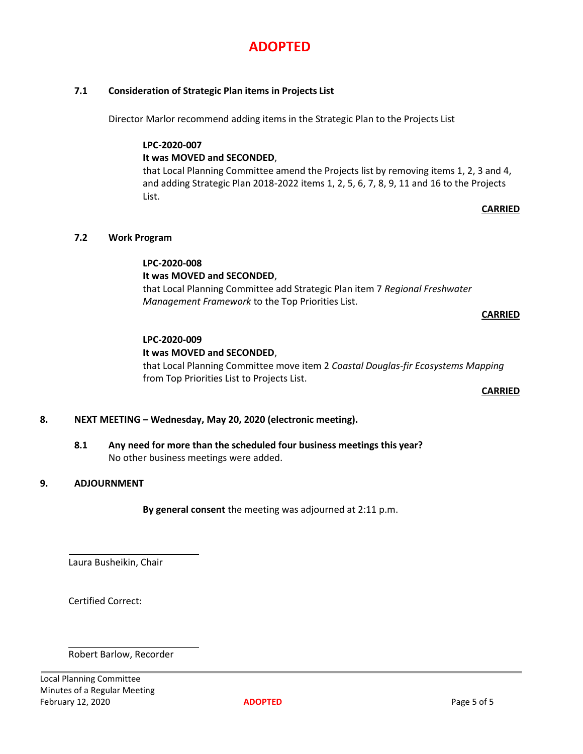# ADOPTED

### 7.1 Consideration of Strategic Plan items in Projects List

Director Marlor recommend adding items in the Strategic Plan to the Projects List

**LPC-2020-007**
**It was MOVED and SECONDED**,
that Local Planning Committee amend the Projects list by removing items 1, 2, 3 and 4, and adding Strategic Plan 2018-2022 items 1, 2, 5, 6, 7, 8, 9, 11 and 16 to the Projects List.

**CARRIED**

### 7.2 Work Program

**LPC-2020-008**
**It was MOVED and SECONDED**,
that Local Planning Committee add Strategic Plan item 7 *Regional Freshwater Management Framework* to the Top Priorities List.

**CARRIED**

**LPC-2020-009**
**It was MOVED and SECONDED**,
that Local Planning Committee move item 2 *Coastal Douglas-fir Ecosystems Mapping* from Top Priorities List to Projects List.

**CARRIED**

## 8. NEXT MEETING – Wednesday, May 20, 2020 (electronic meeting).

### 8.1 Any need for more than the scheduled four business meetings this year?

No other business meetings were added.

## 9. ADJOURNMENT

**By general consent** the meeting was adjourned at 2:11 p.m.

Laura Busheikin, Chair

Certified Correct:

Robert Barlow, Recorder

Local Planning Committee
Minutes of a Regular Meeting
February 12, 2020

ADOPTED